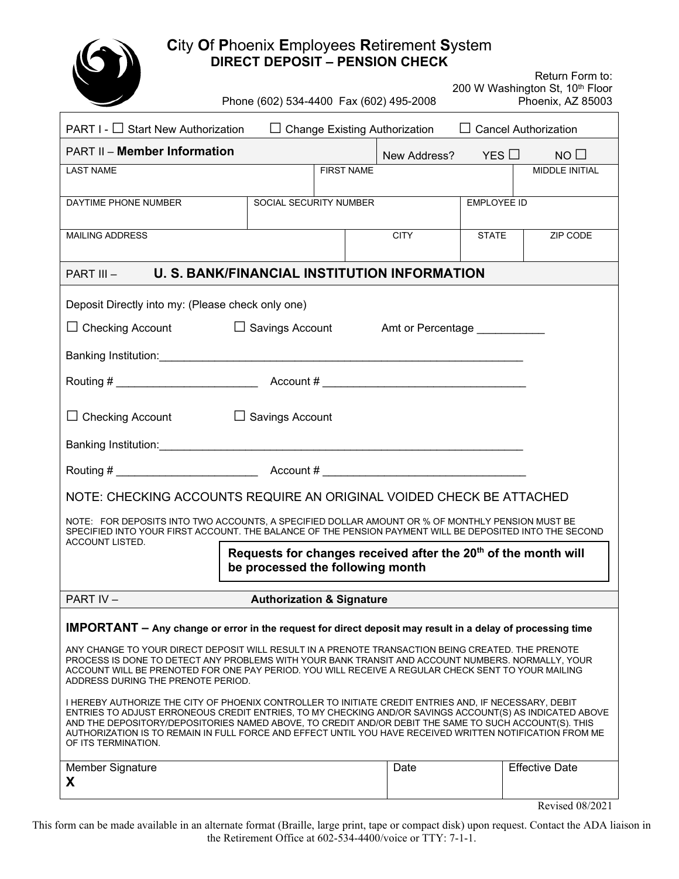# City Of Phoenix Employees Retirement System

## DIRECT DEPOSIT – PENSION CHECK

Phone (602) 534-4400 Fax (602) 495-2008

Return Form to:
200 W Washington St, 10th Floor
Phoenix, AZ 85003

PART I - ☐ Start New Authorization ☐ Change Existing Authorization ☐ Cancel Authorization

## PART II – Member Information

New Address? YES ☐ NO ☐

| LAST NAME | | FIRST NAME | | MIDDLE INITIAL |
|---|---|---|---|---|
| | | | | |

| DAYTIME PHONE NUMBER | SOCIAL SECURITY NUMBER | EMPLOYEE ID |
|---|---|---|
| | | |

| MAILING ADDRESS | CITY | STATE | ZIP CODE |
|---|---|---|---|
| | | | |

## PART III – U. S. BANK/FINANCIAL INSTITUTION INFORMATION

Deposit Directly into my: (Please check only one)

☐ Checking Account ☐ Savings Account Amt or Percentage ___________

Banking Institution:_____________________________________________________________

Routing # _______________________ Account # _________________________________

☐ Checking Account ☐ Savings Account

Banking Institution:_____________________________________________________________

Routing # _______________________ Account # _________________________________

NOTE: CHECKING ACCOUNTS REQUIRE AN ORIGINAL VOIDED CHECK BE ATTACHED

NOTE: FOR DEPOSITS INTO TWO ACCOUNTS, A SPECIFIED DOLLAR AMOUNT OR % OF MONTHLY PENSION MUST BE SPECIFIED INTO YOUR FIRST ACCOUNT. THE BALANCE OF THE PENSION PAYMENT WILL BE DEPOSITED INTO THE SECOND ACCOUNT LISTED.

**Requests for changes received after the 20th of the month will be processed the following month**

## PART IV – Authorization & Signature

**IMPORTANT – Any change or error in the request for direct deposit may result in a delay of processing time**

ANY CHANGE TO YOUR DIRECT DEPOSIT WILL RESULT IN A PRENOTE TRANSACTION BEING CREATED. THE PRENOTE PROCESS IS DONE TO DETECT ANY PROBLEMS WITH YOUR BANK TRANSIT AND ACCOUNT NUMBERS. NORMALLY, YOUR ACCOUNT WILL BE PRENOTED FOR ONE PAY PERIOD. YOU WILL RECEIVE A REGULAR CHECK SENT TO YOUR MAILING ADDRESS DURING THE PRENOTE PERIOD.

I HEREBY AUTHORIZE THE CITY OF PHOENIX CONTROLLER TO INITIATE CREDIT ENTRIES AND, IF NECESSARY, DEBIT ENTRIES TO ADJUST ERRONEOUS CREDIT ENTRIES, TO MY CHECKING AND/OR SAVINGS ACCOUNT(S) AS INDICATED ABOVE AND THE DEPOSITORY/DEPOSITORIES NAMED ABOVE, TO CREDIT AND/OR DEBIT THE SAME TO SUCH ACCOUNT(S). THIS AUTHORIZATION IS TO REMAIN IN FULL FORCE AND EFFECT UNTIL YOU HAVE RECEIVED WRITTEN NOTIFICATION FROM ME OF ITS TERMINATION.

| Member Signature | Date | Effective Date |
|---|---|---|
| X | | |

Revised 08/2021

This form can be made available in an alternate format (Braille, large print, tape or compact disk) upon request. Contact the ADA liaison in the Retirement Office at 602-534-4400/voice or TTY: 7-1-1.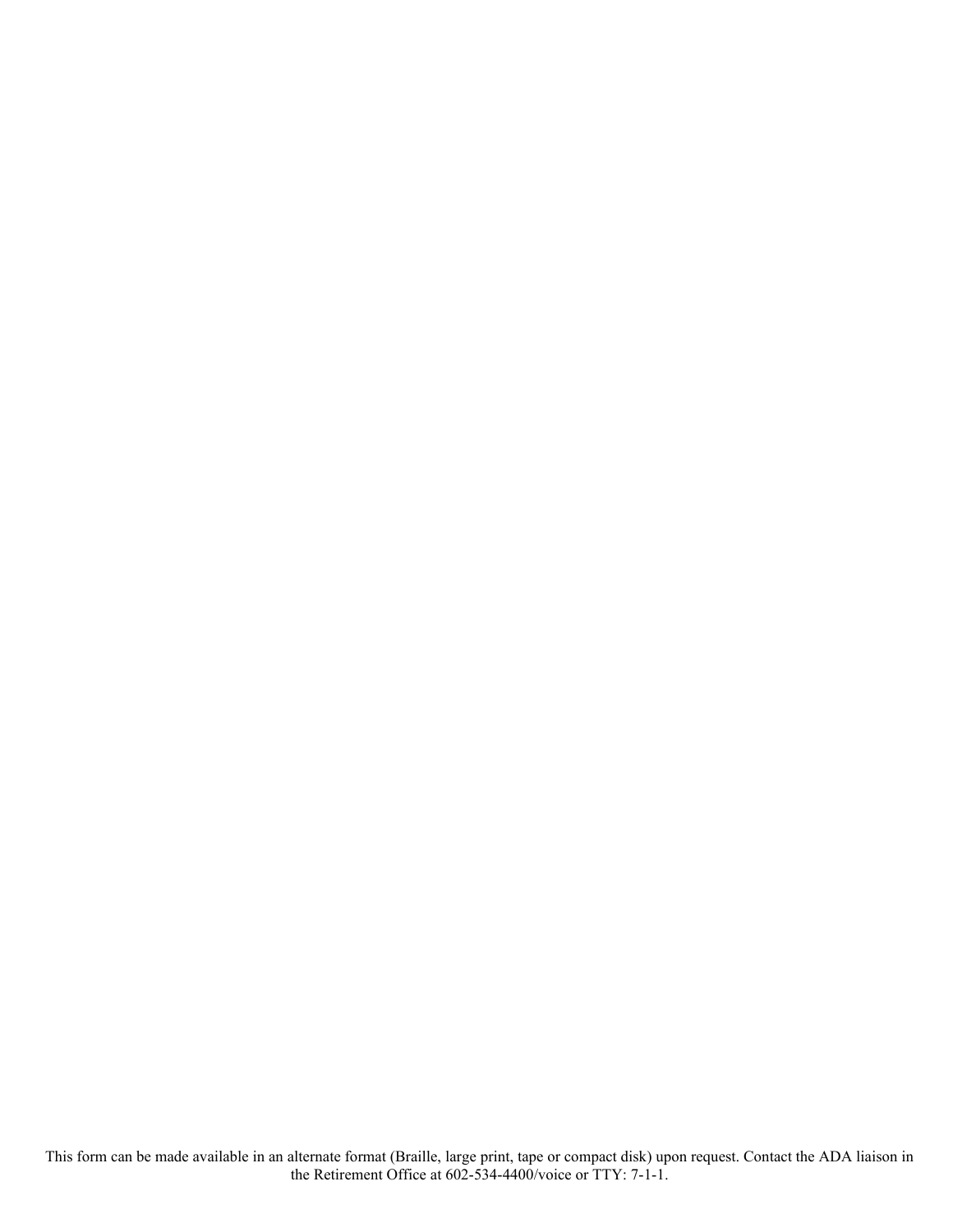This form can be made available in an alternate format (Braille, large print, tape or compact disk) upon request. Contact the ADA liaison in the Retirement Office at 602-534-4400/voice or TTY: 7-1-1.